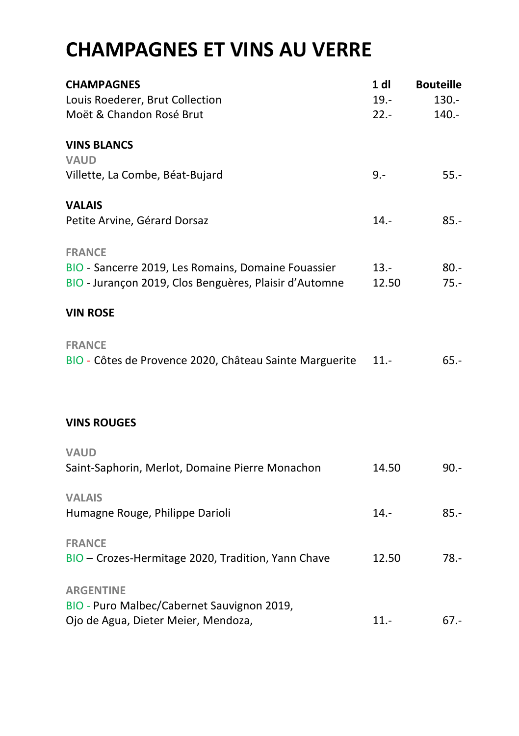# CHAMPAGNES ET VINS AU VERRE

| CHAMPAGNES | 1 dl | Bouteille |
| --- | --- | --- |
| Louis Roederer, Brut Collection | 19.- | 130.- |
| Moët & Chandon Rosé Brut | 22.- | 140.- |
| | | |
| **VINS BLANCS** | | |
| **VAUD** | | |
| Villette, La Combe, Béat-Bujard | 9.- | 55.- |
| | | |
| **VALAIS** | | |
| Petite Arvine, Gérard Dorsaz | 14.- | 85.- |
| | | |
| **FRANCE** | | |
| BIO - Sancerre 2019, Les Romains, Domaine Fouassier | 13.- | 80.- |
| BIO - Jurançon 2019, Clos Benguères, Plaisir d'Automne | 12.50 | 75.- |
| | | |
| **VIN ROSE** | | |
| **FRANCE** | | |
| BIO - Côtes de Provence 2020, Château Sainte Marguerite | 11.- | 65.- |
| | | |
| **VINS ROUGES** | | |
| **VAUD** | | |
| Saint-Saphorin, Merlot, Domaine Pierre Monachon | 14.50 | 90.- |
| | | |
| **VALAIS** | | |
| Humagne Rouge, Philippe Darioli | 14.- | 85.- |
| | | |
| **FRANCE** | | |
| BIO – Crozes-Hermitage 2020, Tradition, Yann Chave | 12.50 | 78.- |
| | | |
| **ARGENTINE** | | |
| BIO - Puro Malbec/Cabernet Sauvignon 2019, Ojo de Agua, Dieter Meier, Mendoza, | 11.- | 67.- |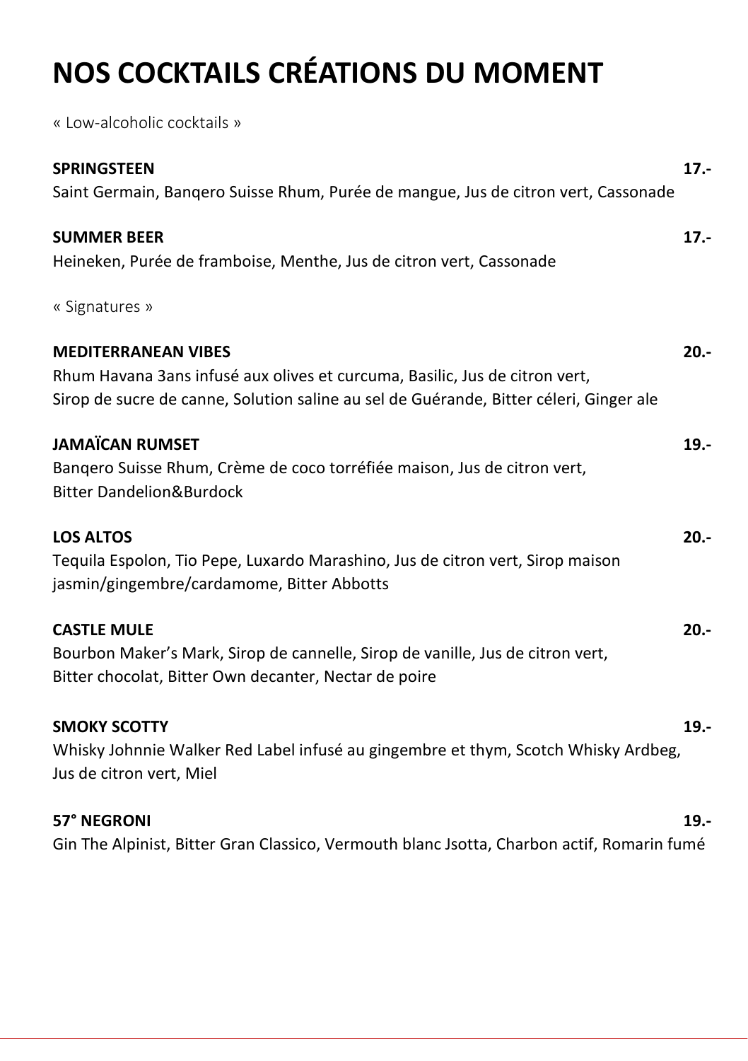# NOS COCKTAILS CRÉATIONS DU MOMENT

« Low-alcoholic cocktails »

**SPRINGSTEEN** **17.-**
Saint Germain, Banqero Suisse Rhum, Purée de mangue, Jus de citron vert, Cassonade

**SUMMER BEER** **17.-**
Heineken, Purée de framboise, Menthe, Jus de citron vert, Cassonade

« Signatures »

**MEDITERRANEAN VIBES** **20.-**
Rhum Havana 3ans infusé aux olives et curcuma, Basilic, Jus de citron vert,
Sirop de sucre de canne, Solution saline au sel de Guérande, Bitter céleri, Ginger ale

**JAMAÏCAN RUMSET** **19.-**
Banqero Suisse Rhum, Crème de coco torréfiée maison, Jus de citron vert,
Bitter Dandelion&Burdock

**LOS ALTOS** **20.-**
Tequila Espolon, Tio Pepe, Luxardo Marashino, Jus de citron vert, Sirop maison
jasmin/gingembre/cardamome, Bitter Abbotts

**CASTLE MULE** **20.-**
Bourbon Maker's Mark, Sirop de cannelle, Sirop de vanille, Jus de citron vert,
Bitter chocolat, Bitter Own decanter, Nectar de poire

**SMOKY SCOTTY** **19.-**
Whisky Johnnie Walker Red Label infusé au gingembre et thym, Scotch Whisky Ardbeg,
Jus de citron vert, Miel

**57° NEGRONI** **19.-**
Gin The Alpinist, Bitter Gran Classico, Vermouth blanc Jsotta, Charbon actif, Romarin fumé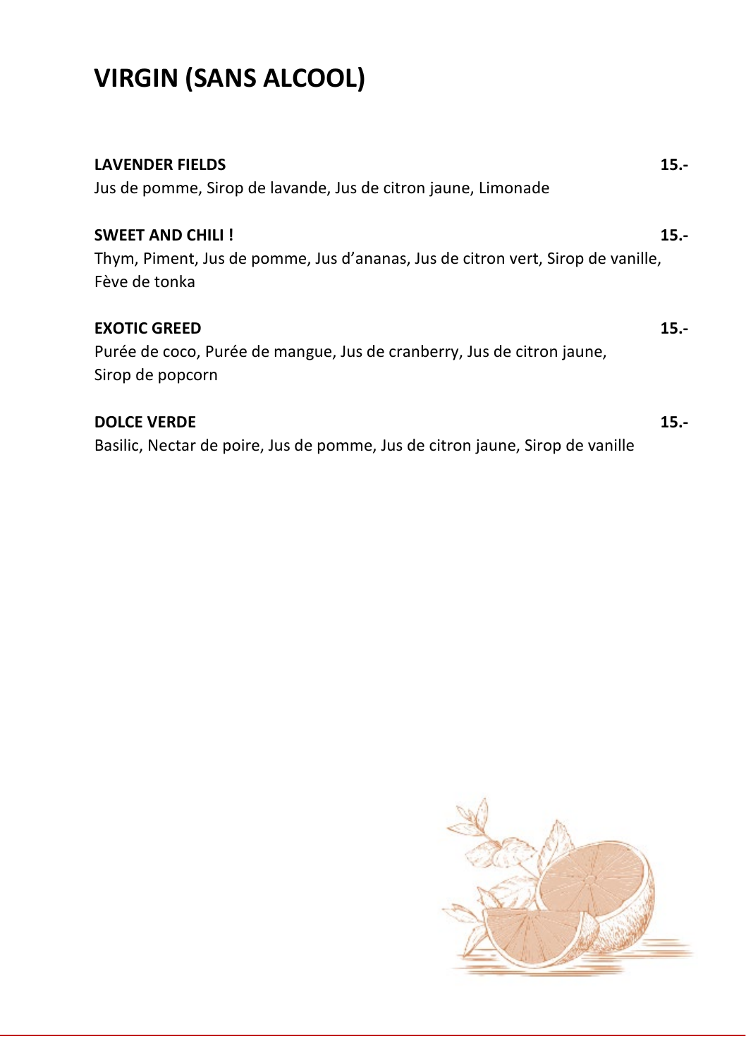# VIRGIN (SANS ALCOOL)

**LAVENDER FIELDS** **15.-**

Jus de pomme, Sirop de lavande, Jus de citron jaune, Limonade

**SWEET AND CHILI !** **15.-**

Thym, Piment, Jus de pomme, Jus d'ananas, Jus de citron vert, Sirop de vanille, Fève de tonka

**EXOTIC GREED** **15.-**

Purée de coco, Purée de mangue, Jus de cranberry, Jus de citron jaune, Sirop de popcorn

**DOLCE VERDE** **15.-**

Basilic, Nectar de poire, Jus de pomme, Jus de citron jaune, Sirop de vanille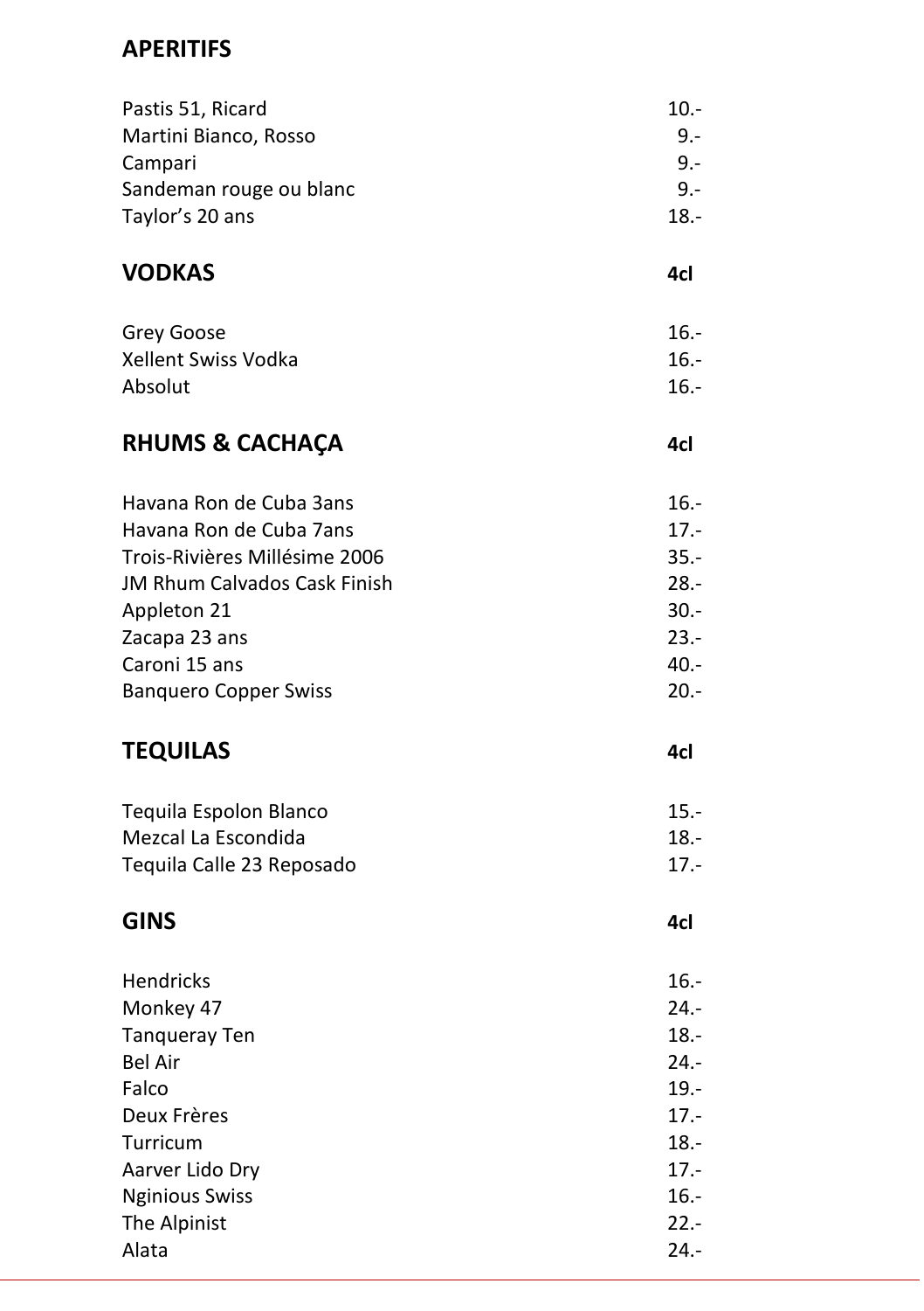## APERITIFS

| | |
|---|---|
| Pastis 51, Ricard | 10.- |
| Martini Bianco, Rosso | 9.- |
| Campari | 9.- |
| Sandeman rouge ou blanc | 9.- |
| Taylor's 20 ans | 18.- |

## VODKAS

| | 4cl |
|---|---|
| Grey Goose | 16.- |
| Xellent Swiss Vodka | 16.- |
| Absolut | 16.- |

## RHUMS & CACHAÇA

| | 4cl |
|---|---|
| Havana Ron de Cuba 3ans | 16.- |
| Havana Ron de Cuba 7ans | 17.- |
| Trois-Rivières Millésime 2006 | 35.- |
| JM Rhum Calvados Cask Finish | 28.- |
| Appleton 21 | 30.- |
| Zacapa 23 ans | 23.- |
| Caroni 15 ans | 40.- |
| Banquero Copper Swiss | 20.- |

## TEQUILAS

| | 4cl |
|---|---|
| Tequila Espolon Blanco | 15.- |
| Mezcal La Escondida | 18.- |
| Tequila Calle 23 Reposado | 17.- |

## GINS

| | 4cl |
|---|---|
| Hendricks | 16.- |
| Monkey 47 | 24.- |
| Tanqueray Ten | 18.- |
| Bel Air | 24.- |
| Falco | 19.- |
| Deux Frères | 17.- |
| Turricum | 18.- |
| Aarver Lido Dry | 17.- |
| Nginious Swiss | 16.- |
| The Alpinist | 22.- |
| Alata | 24.- |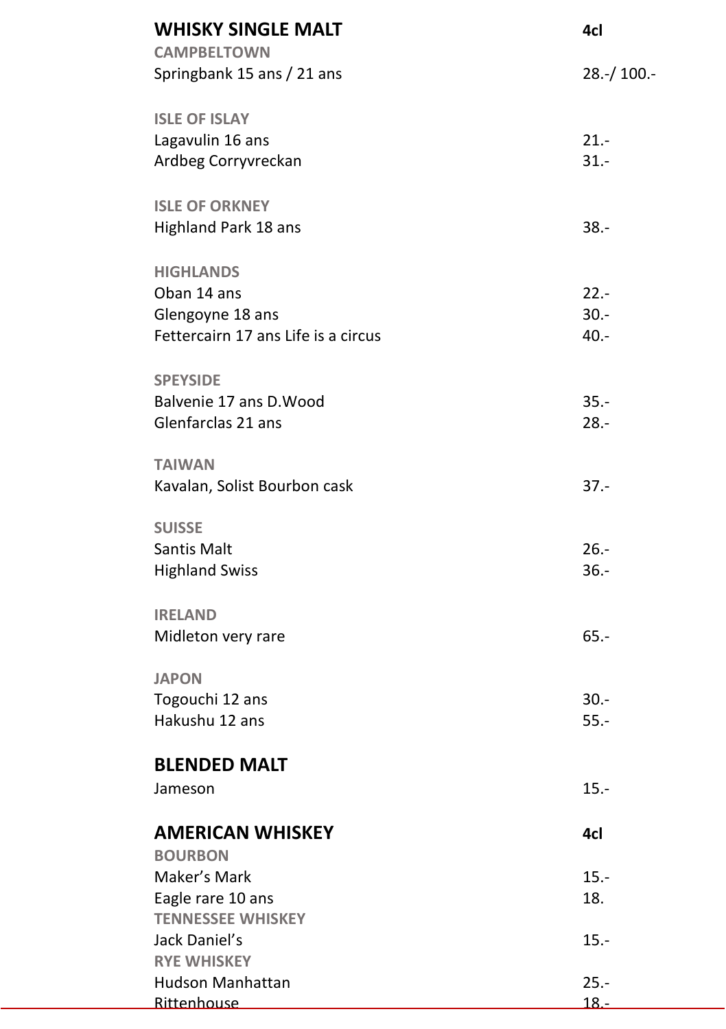## WHISKY SINGLE MALT

| | 4cl |
|---|---|
| **CAMPBELTOWN** | |
| Springbank 15 ans / 21 ans | 28.-/ 100.- |
| **ISLE OF ISLAY** | |
| Lagavulin 16 ans | 21.- |
| Ardbeg Corryvreckan | 31.- |
| **ISLE OF ORKNEY** | |
| Highland Park 18 ans | 38.- |
| **HIGHLANDS** | |
| Oban 14 ans | 22.- |
| Glengoyne 18 ans | 30.- |
| Fettercairn 17 ans Life is a circus | 40.- |
| **SPEYSIDE** | |
| Balvenie 17 ans D.Wood | 35.- |
| Glenfarclas 21 ans | 28.- |
| **TAIWAN** | |
| Kavalan, Solist Bourbon cask | 37.- |
| **SUISSE** | |
| Santis Malt | 26.- |
| Highland Swiss | 36.- |
| **IRELAND** | |
| Midleton very rare | 65.- |
| **JAPON** | |
| Togouchi 12 ans | 30.- |
| Hakushu 12 ans | 55.- |

## BLENDED MALT

| | |
|---|---|
| Jameson | 15.- |

## AMERICAN WHISKEY

| | 4cl |
|---|---|
| **BOURBON** | |
| Maker's Mark | 15.- |
| Eagle rare 10 ans | 18. |
| **TENNESSEE WHISKEY** | |
| Jack Daniel's | 15.- |
| **RYE WHISKEY** | |
| Hudson Manhattan | 25.- |
| Rittenhouse | 18.- |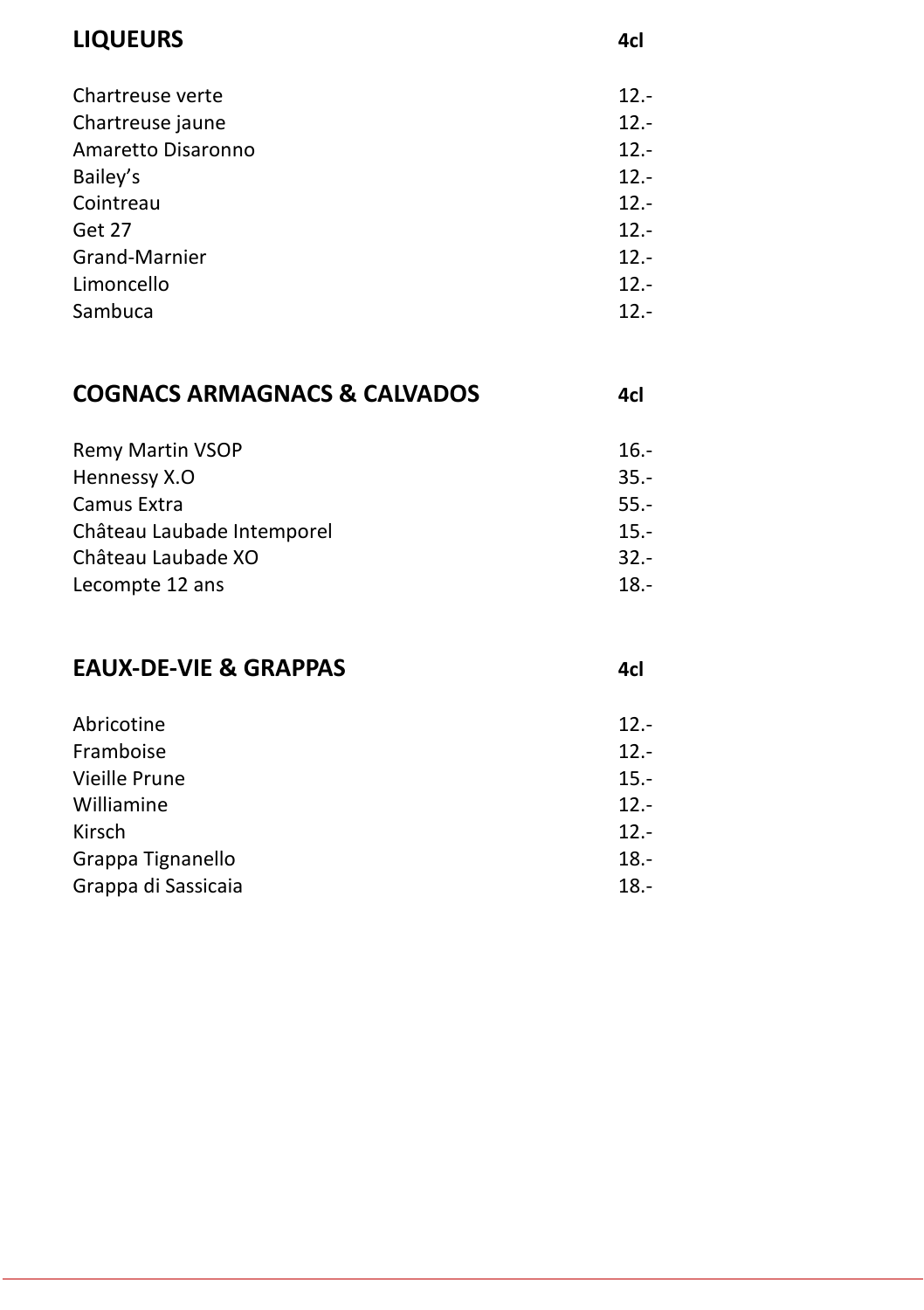| LIQUEURS | 4cl |
|---|---|
| Chartreuse verte | 12.- |
| Chartreuse jaune | 12.- |
| Amaretto Disaronno | 12.- |
| Bailey's | 12.- |
| Cointreau | 12.- |
| Get 27 | 12.- |
| Grand-Marnier | 12.- |
| Limoncello | 12.- |
| Sambuca | 12.- |

| COGNACS ARMAGNACS & CALVADOS | 4cl |
|---|---|
| Remy Martin VSOP | 16.- |
| Hennessy X.O | 35.- |
| Camus Extra | 55.- |
| Château Laubade Intemporel | 15.- |
| Château Laubade XO | 32.- |
| Lecompte 12 ans | 18.- |

| EAUX-DE-VIE & GRAPPAS | 4cl |
|---|---|
| Abricotine | 12.- |
| Framboise | 12.- |
| Vieille Prune | 15.- |
| Williamine | 12.- |
| Kirsch | 12.- |
| Grappa Tignanello | 18.- |
| Grappa di Sassicaia | 18.- |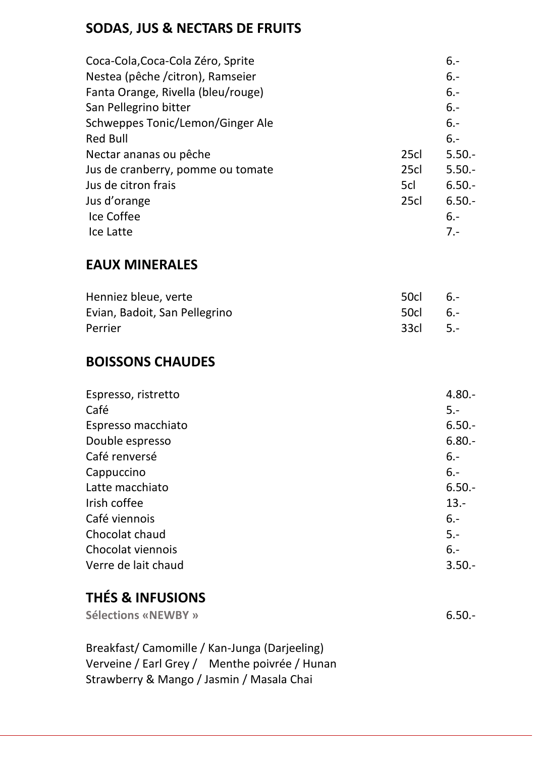## SODAS, JUS & NECTARS DE FRUITS

| | | |
|---|---|---|
| Coca-Cola,Coca-Cola Zéro, Sprite | | 6.- |
| Nestea (pêche /citron), Ramseier | | 6.- |
| Fanta Orange, Rivella (bleu/rouge) | | 6.- |
| San Pellegrino bitter | | 6.- |
| Schweppes Tonic/Lemon/Ginger Ale | | 6.- |
| Red Bull | | 6.- |
| Nectar ananas ou pêche | 25cl | 5.50.- |
| Jus de cranberry, pomme ou tomate | 25cl | 5.50.- |
| Jus de citron frais | 5cl | 6.50.- |
| Jus d'orange | 25cl | 6.50.- |
| Ice Coffee | | 6.- |
| Ice Latte | | 7.- |

## EAUX MINERALES

| | | |
|---|---|---|
| Henniez bleue, verte | 50cl | 6.- |
| Evian, Badoit, San Pellegrino | 50cl | 6.- |
| Perrier | 33cl | 5.- |

## BOISSONS CHAUDES

| | |
|---|---|
| Espresso, ristretto | 4.80.- |
| Café | 5.- |
| Espresso macchiato | 6.50.- |
| Double espresso | 6.80.- |
| Café renversé | 6.- |
| Cappuccino | 6.- |
| Latte macchiato | 6.50.- |
| Irish coffee | 13.- |
| Café viennois | 6.- |
| Chocolat chaud | 5.- |
| Chocolat viennois | 6.- |
| Verre de lait chaud | 3.50.- |

## THÉS & INFUSIONS

**Sélections «NEWBY »** 6.50.-

Breakfast/ Camomille / Kan-Junga (Darjeeling)
Verveine / Earl Grey / Menthe poivrée / Hunan
Strawberry & Mango / Jasmin / Masala Chai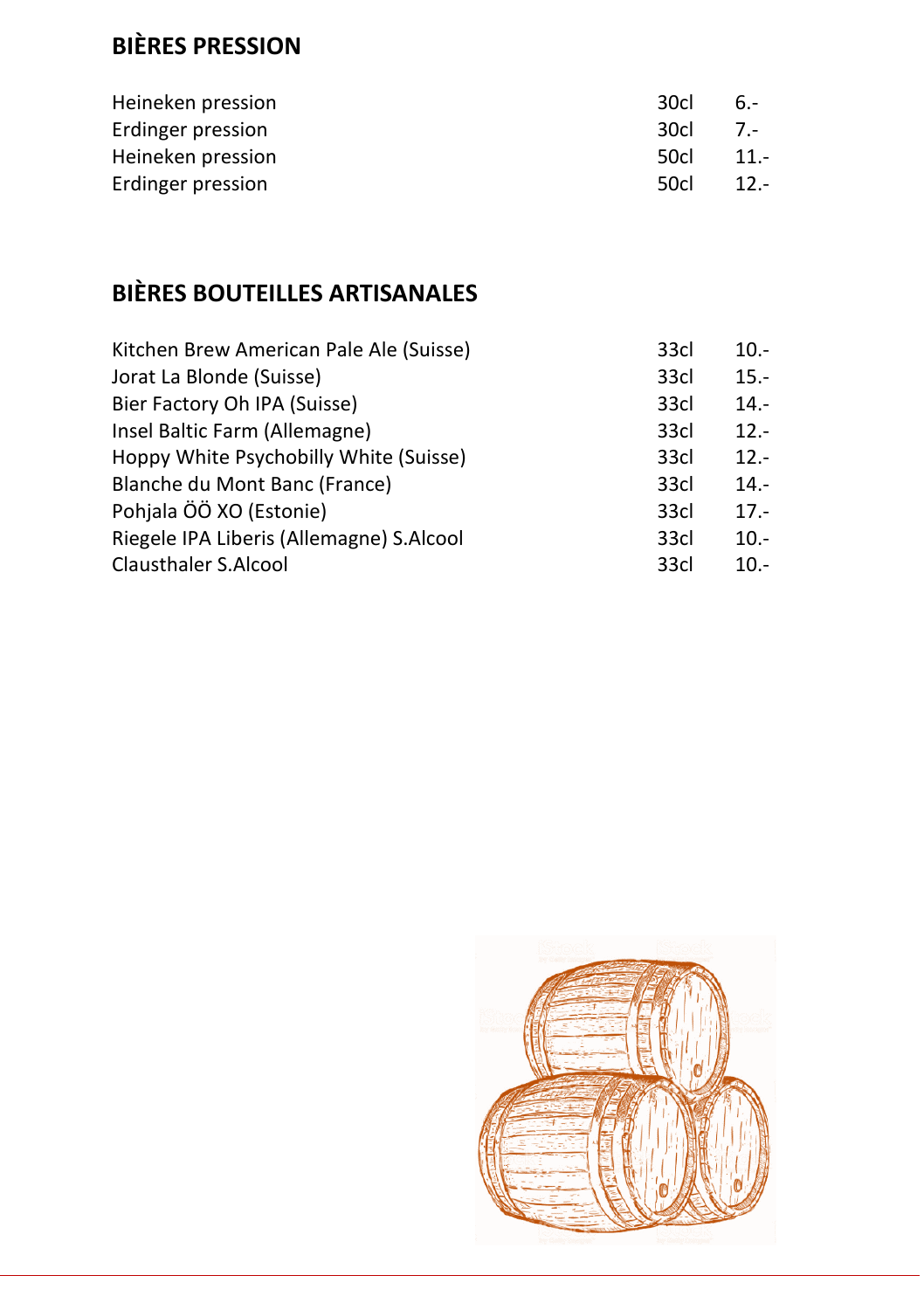## BIÈRES PRESSION

| | | |
|---|---|---|
| Heineken pression | 30cl | 6.- |
| Erdinger pression | 30cl | 7.- |
| Heineken pression | 50cl | 11.- |
| Erdinger pression | 50cl | 12.- |

## BIÈRES BOUTEILLES ARTISANALES

| | | |
|---|---|---|
| Kitchen Brew American Pale Ale (Suisse) | 33cl | 10.- |
| Jorat La Blonde (Suisse) | 33cl | 15.- |
| Bier Factory Oh IPA (Suisse) | 33cl | 14.- |
| Insel Baltic Farm (Allemagne) | 33cl | 12.- |
| Hoppy White Psychobilly White (Suisse) | 33cl | 12.- |
| Blanche du Mont Banc (France) | 33cl | 14.- |
| Pohjala ÖÖ XO (Estonie) | 33cl | 17.- |
| Riegele IPA Liberis (Allemagne) S.Alcool | 33cl | 10.- |
| Clausthaler S.Alcool | 33cl | 10.- |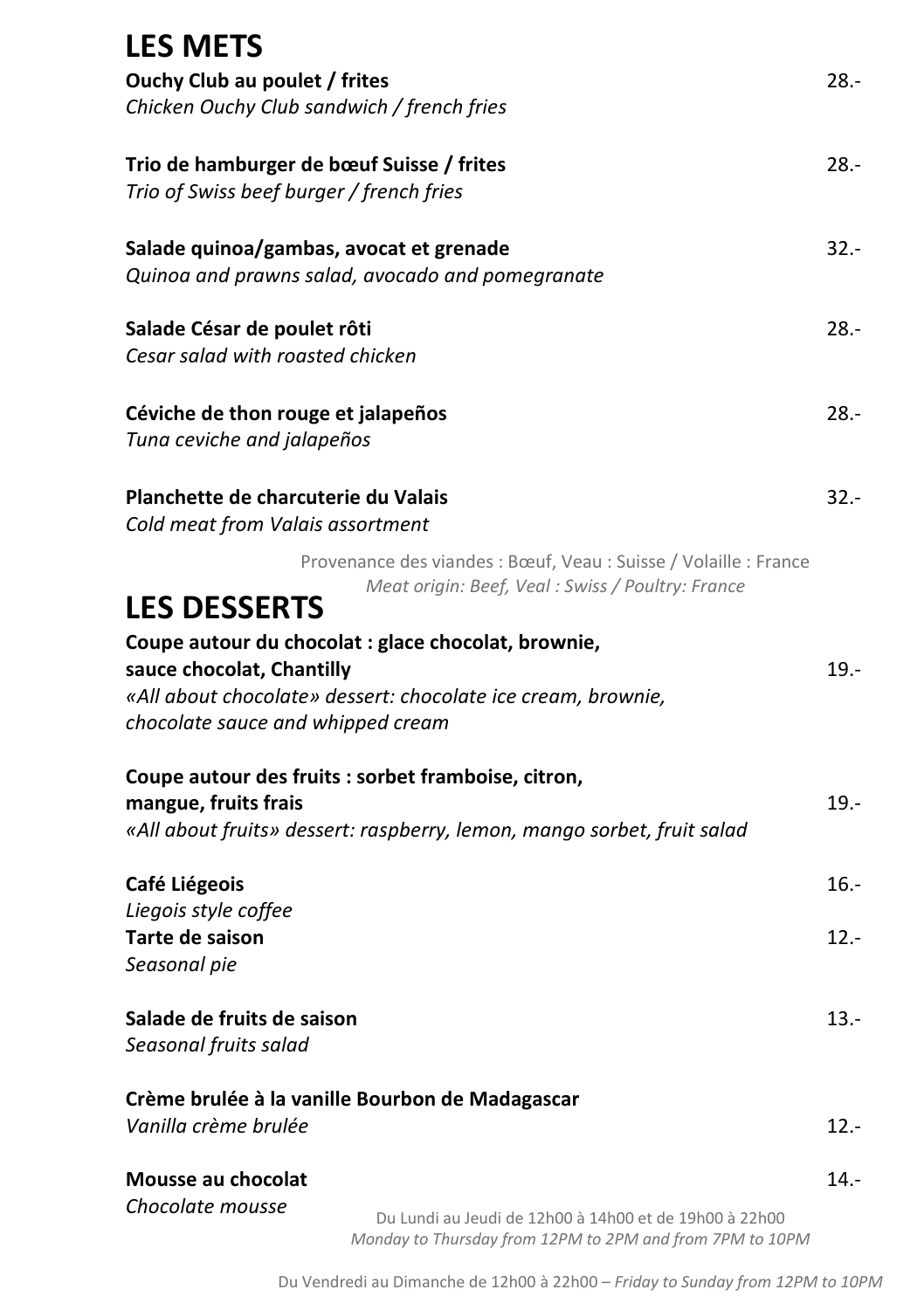# LES METS

**Ouchy Club au poulet / frites** 28.-
*Chicken Ouchy Club sandwich / french fries*

**Trio de hamburger de bœuf Suisse / frites** 28.-
*Trio of Swiss beef burger / french fries*

**Salade quinoa/gambas, avocat et grenade** 32.-
*Quinoa and prawns salad, avocado and pomegranate*

**Salade César de poulet rôti** 28.-
*Cesar salad with roasted chicken*

**Céviche de thon rouge et jalapeños** 28.-
*Tuna ceviche and jalapeños*

**Planchette de charcuterie du Valais** 32.-
*Cold meat from Valais assortment*

Provenance des viandes : Bœuf, Veau : Suisse / Volaille : France
*Meat origin: Beef, Veal : Swiss / Poultry: France*

# LES DESSERTS

**Coupe autour du chocolat : glace chocolat, brownie, sauce chocolat, Chantilly** 19.-
*«All about chocolate» dessert: chocolate ice cream, brownie, chocolate sauce and whipped cream*

**Coupe autour des fruits : sorbet framboise, citron, mangue, fruits frais** 19.-
*«All about fruits» dessert: raspberry, lemon, mango sorbet, fruit salad*

**Café Liégeois** 16.-
*Liegois style coffee*

**Tarte de saison** 12.-
*Seasonal pie*

**Salade de fruits de saison** 13.-
*Seasonal fruits salad*

**Crème brulée à la vanille Bourbon de Madagascar** 12.-
*Vanilla crème brulée*

**Mousse au chocolat** 14.-
*Chocolate mousse*

Du Lundi au Jeudi de 12h00 à 14h00 et de 19h00 à 22h00
*Monday to Thursday from 12PM to 2PM and from 7PM to 10PM*

Du Vendredi au Dimanche de 12h00 à 22h00 – *Friday to Sunday from 12PM to 10PM*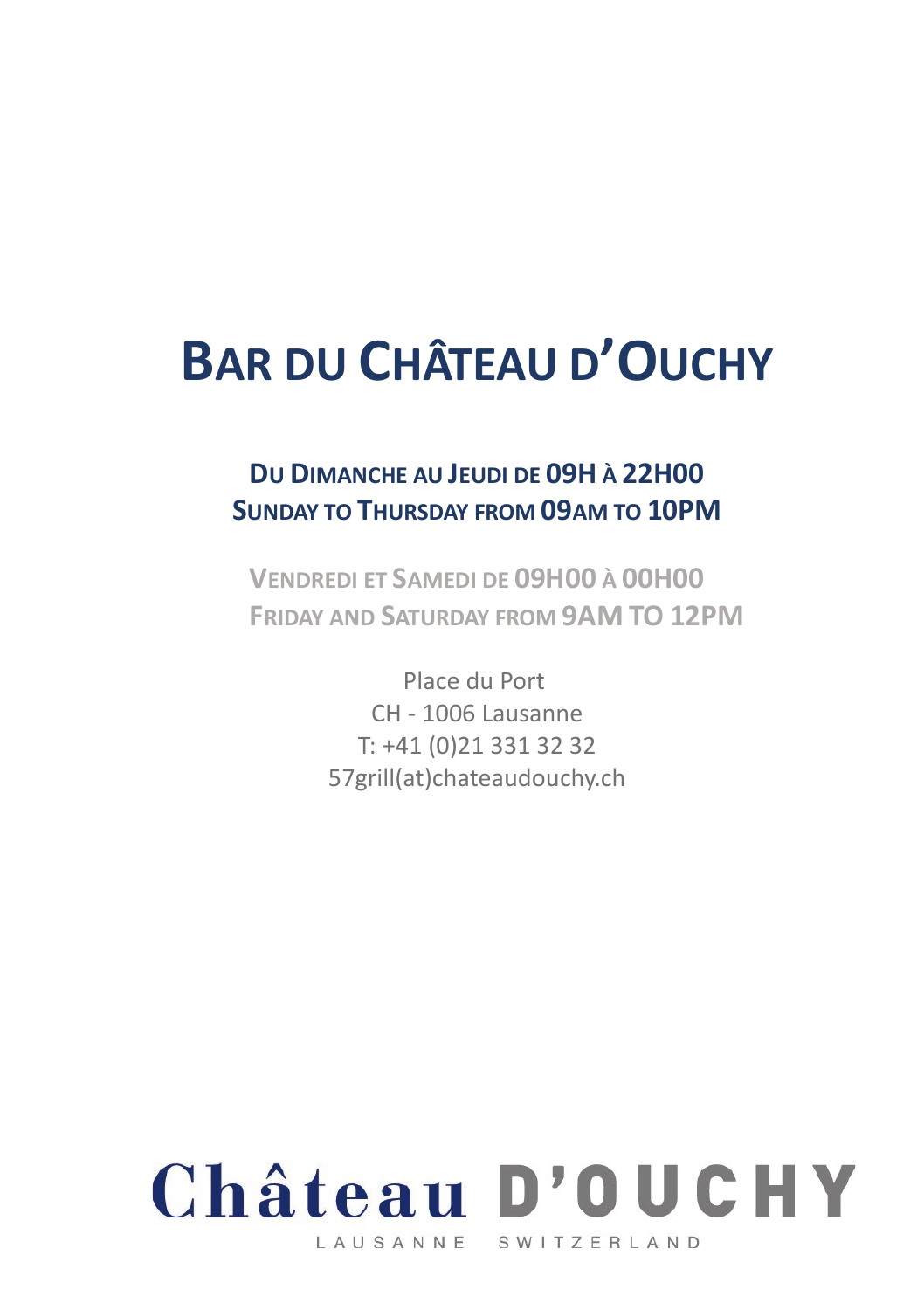# BAR DU CHÂTEAU D'OUCHY

**DU DIMANCHE AU JEUDI DE 09H À 22H00**
**SUNDAY TO THURSDAY FROM 09AM TO 10PM**

**VENDREDI ET SAMEDI DE 09H00 À 00H00**
**FRIDAY AND SATURDAY FROM 9AM TO 12PM**

Place du Port
CH - 1006 Lausanne
T: +41 (0)21 331 32 32
57grill(at)chateaudouchy.ch

Château D'OUCHY
LAUSANNE SWITZERLAND